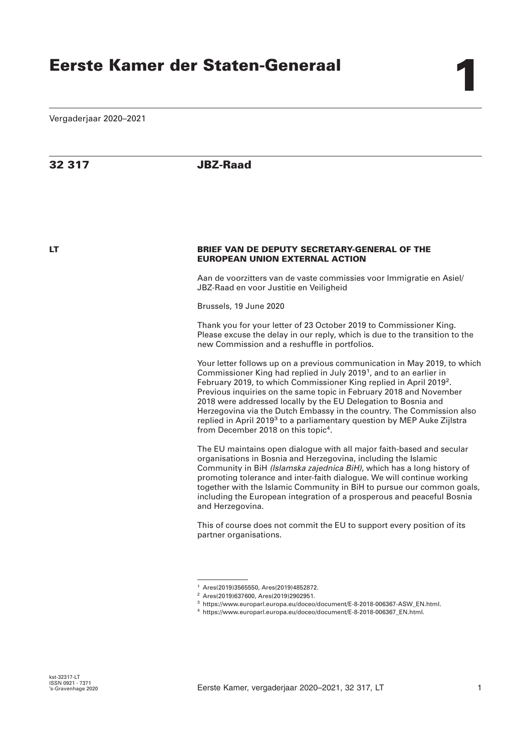# Eerste Kamer der Staten-Generaal

**1**

Vergaderjaar 2020–2021

## 32 317 JBZ-Raad

**LT**

### BRIEF VAN DE DEPUTY SECRETARY-GENERAL OF THE EUROPEAN UNION EXTERNAL ACTION

Aan de voorzitters van de vaste commissies voor Immigratie en Asiel/ JBZ-Raad en voor Justitie en Veiligheid

Brussels, 19 June 2020

Thank you for your letter of 23 October 2019 to Commissioner King. Please excuse the delay in our reply, which is due to the transition to the new Commission and a reshuffle in portfolios.

Your letter follows up on a previous communication in May 2019, to which Commissioner King had replied in July 2019[1], and to an earlier in February 2019, to which Commissioner King replied in April 2019[2]. Previous inquiries on the same topic in February 2018 and November 2018 were addressed locally by the EU Delegation to Bosnia and Herzegovina via the Dutch Embassy in the country. The Commission also replied in April 2019[3] to a parliamentary question by MEP Auke Zijlstra from December 2018 on this topic[4].

The EU maintains open dialogue with all major faith-based and secular organisations in Bosnia and Herzegovina, including the Islamic Community in BiH *(Islamska zajednica BiH)*, which has a long history of promoting tolerance and inter-faith dialogue. We will continue working together with the Islamic Community in BiH to pursue our common goals, including the European integration of a prosperous and peaceful Bosnia and Herzegovina.

This of course does not commit the EU to support every position of its partner organisations.

---

[1] Ares(2019)3565550, Ares(2019)4852872.

[2] Ares(2019)637600, Ares(2019)2902951.

[3] https://www.europarl.europa.eu/doceo/document/E-8-2018-006367-ASW_EN.html.

[4] https://www.europarl.europa.eu/doceo/document/E-8-2018-006367_EN.html.

kst-32317-LT
ISSN 0921 - 7371
's-Gravenhage 2020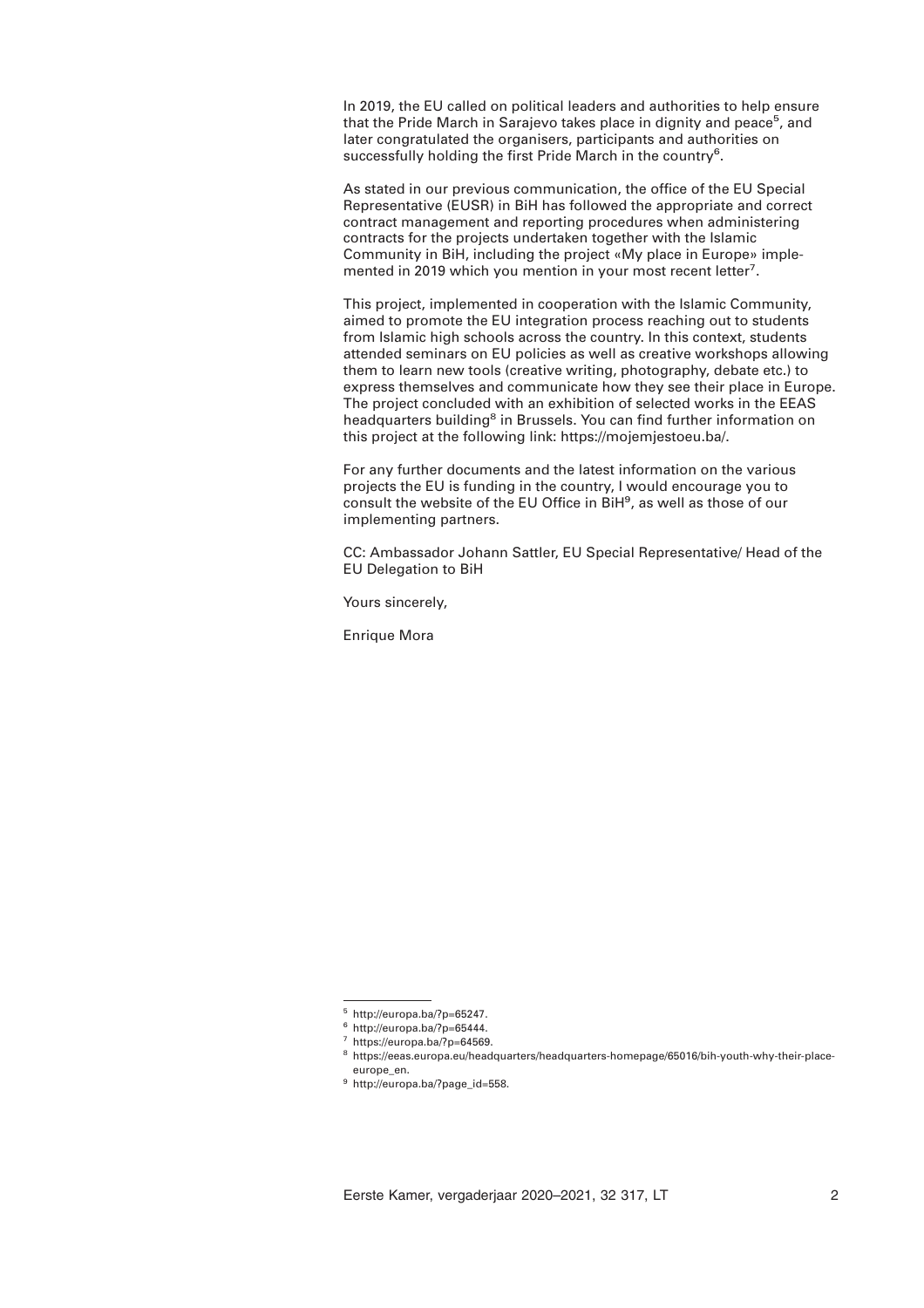In 2019, the EU called on political leaders and authorities to help ensure that the Pride March in Sarajevo takes place in dignity and peace[5], and later congratulated the organisers, participants and authorities on successfully holding the first Pride March in the country[6].

As stated in our previous communication, the office of the EU Special Representative (EUSR) in BiH has followed the appropriate and correct contract management and reporting procedures when administering contracts for the projects undertaken together with the Islamic Community in BiH, including the project «My place in Europe» implemented in 2019 which you mention in your most recent letter[7].

This project, implemented in cooperation with the Islamic Community, aimed to promote the EU integration process reaching out to students from Islamic high schools across the country. In this context, students attended seminars on EU policies as well as creative workshops allowing them to learn new tools (creative writing, photography, debate etc.) to express themselves and communicate how they see their place in Europe. The project concluded with an exhibition of selected works in the EEAS headquarters building[8] in Brussels. You can find further information on this project at the following link: https://mojemjestoeu.ba/.

For any further documents and the latest information on the various projects the EU is funding in the country, I would encourage you to consult the website of the EU Office in BiH[9], as well as those of our implementing partners.

CC: Ambassador Johann Sattler, EU Special Representative/ Head of the EU Delegation to BiH

Yours sincerely,

Enrique Mora

---

[5] http://europa.ba/?p=65247.

[6] http://europa.ba/?p=65444.

[7] https://europa.ba/?p=64569.

[8] https://eeas.europa.eu/headquarters/headquarters-homepage/65016/bih-youth-why-their-place-europe_en.

[9] http://europa.ba/?page_id=558.